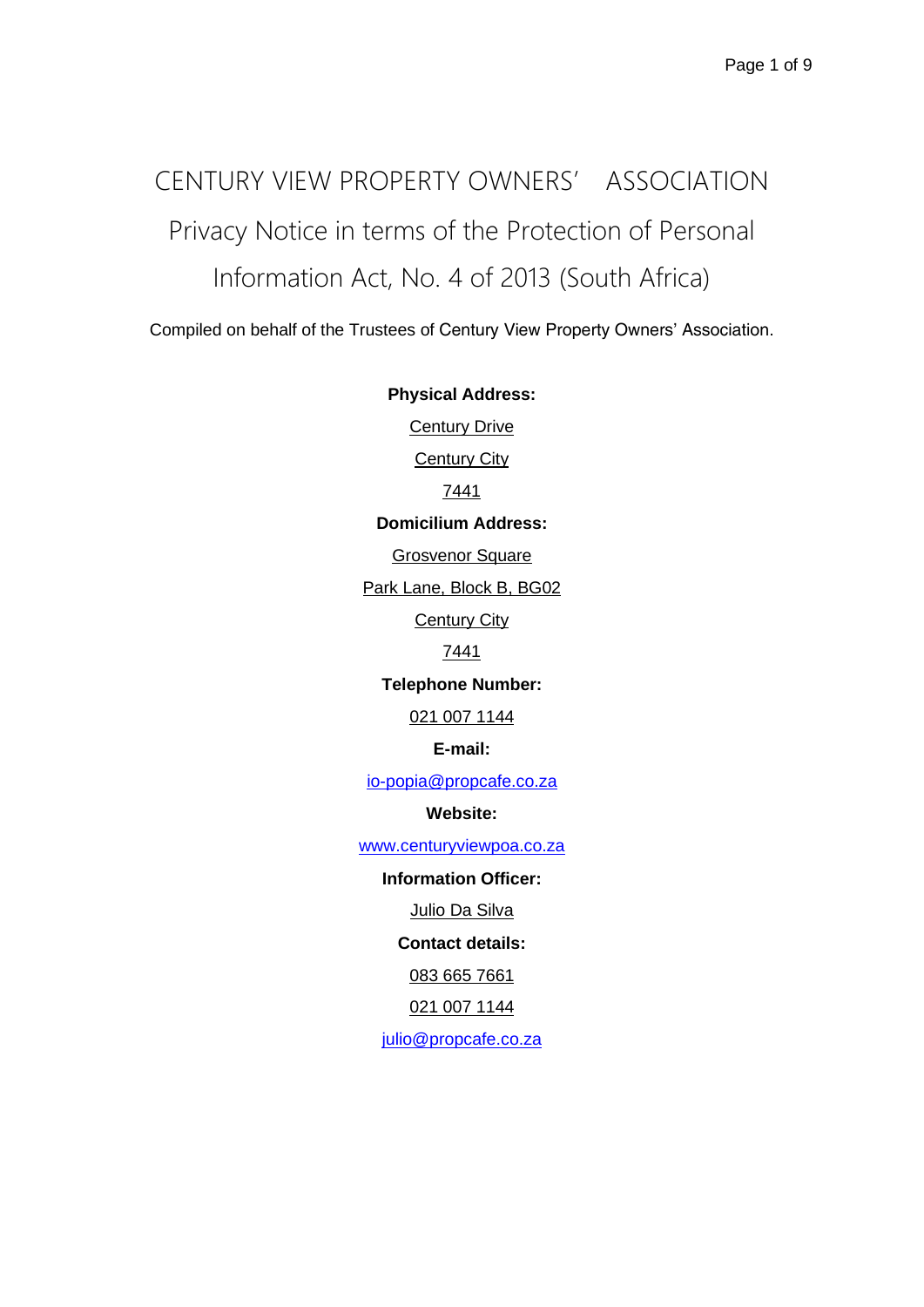# CENTURY VIEW PROPERTY OWNERS' ASSOCIATION

## Privacy Notice in terms of the Protection of Personal Information Act, No. 4 of 2013 (South Africa)

Compiled on behalf of the Trustees of Century View Property Owners' Association.

**Physical Address:**

Century Drive

Century City

7441

**Domicilium Address:**

Grosvenor Square

Park Lane, Block B, BG02

Century City

7441

**Telephone Number:**

021 007 1144

**E-mail:**

io-popia@propcafe.co.za

**Website:**

www.centuryviewpoa.co.za

**Information Officer:**

Julio Da Silva

**Contact details:**

083 665 7661

021 007 1144

julio@propcafe.co.za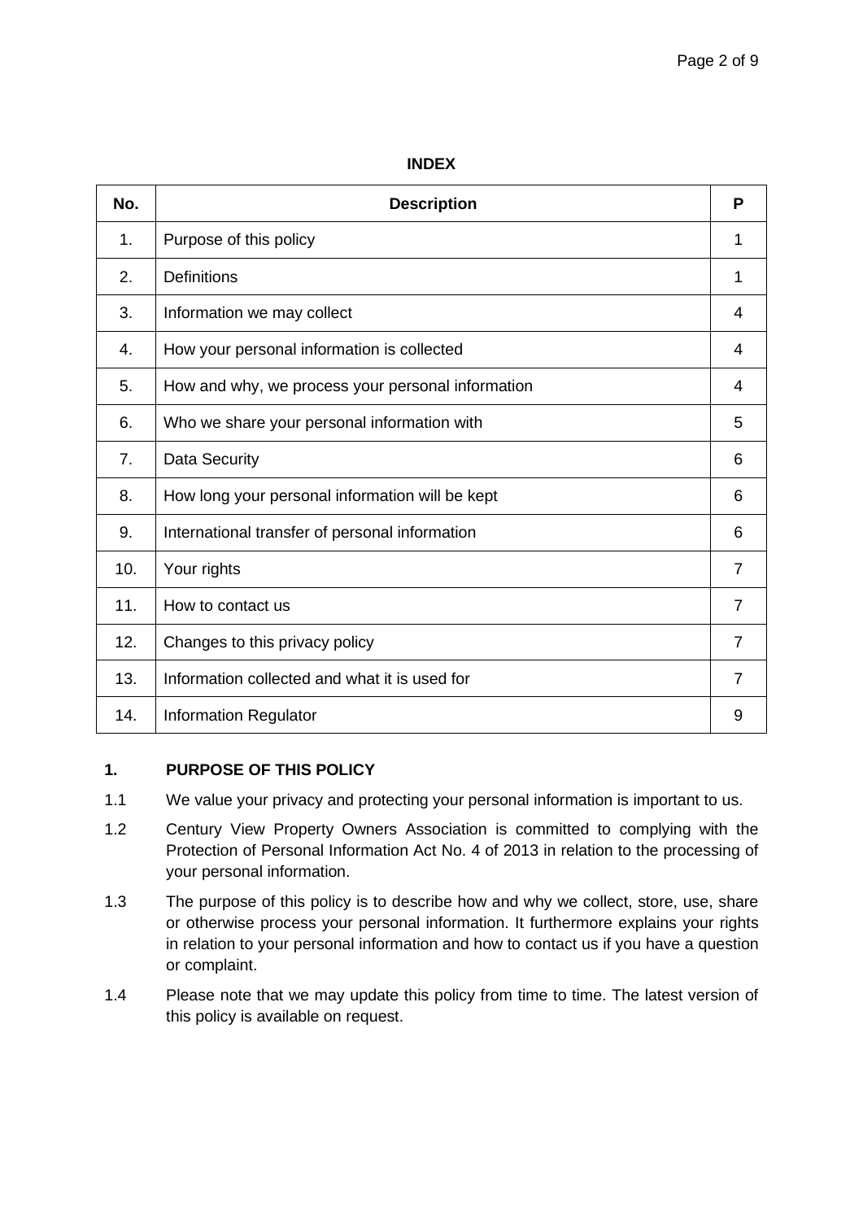**INDEX**

| No. | Description | P |
|---|---|---|
| 1. | Purpose of this policy | 1 |
| 2. | Definitions | 1 |
| 3. | Information we may collect | 4 |
| 4. | How your personal information is collected | 4 |
| 5. | How and why, we process your personal information | 4 |
| 6. | Who we share your personal information with | 5 |
| 7. | Data Security | 6 |
| 8. | How long your personal information will be kept | 6 |
| 9. | International transfer of personal information | 6 |
| 10. | Your rights | 7 |
| 11. | How to contact us | 7 |
| 12. | Changes to this privacy policy | 7 |
| 13. | Information collected and what it is used for | 7 |
| 14. | Information Regulator | 9 |

## 1. PURPOSE OF THIS POLICY

1.1 We value your privacy and protecting your personal information is important to us.

1.2 Century View Property Owners Association is committed to complying with the Protection of Personal Information Act No. 4 of 2013 in relation to the processing of your personal information.

1.3 The purpose of this policy is to describe how and why we collect, store, use, share or otherwise process your personal information. It furthermore explains your rights in relation to your personal information and how to contact us if you have a question or complaint.

1.4 Please note that we may update this policy from time to time. The latest version of this policy is available on request.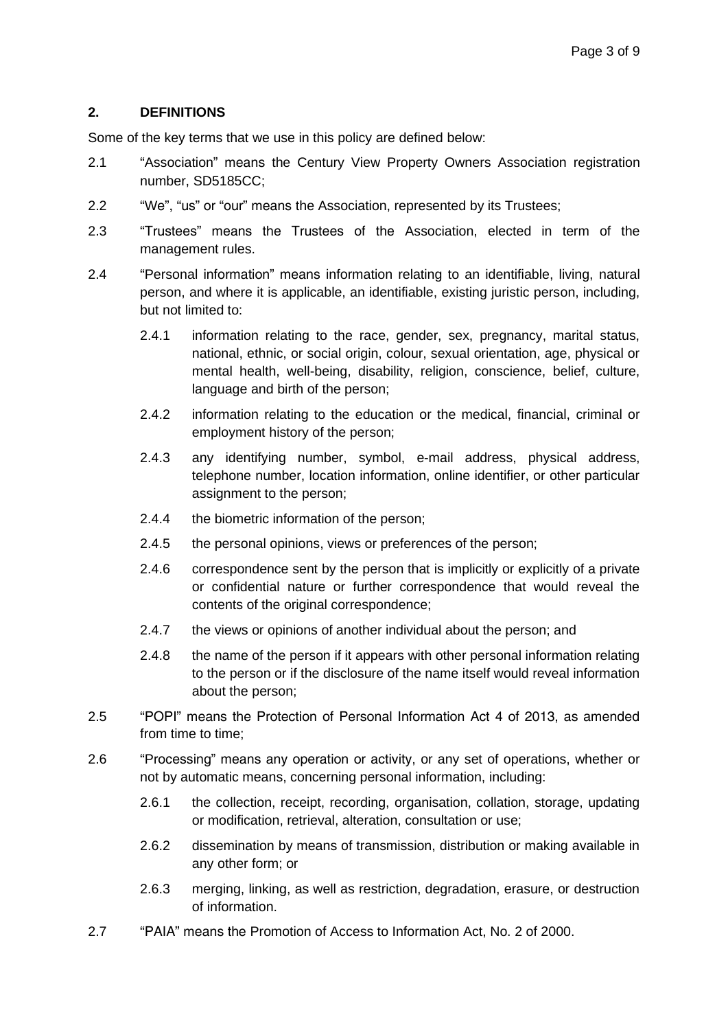## 2. DEFINITIONS

Some of the key terms that we use in this policy are defined below:

2.1 "Association" means the Century View Property Owners Association registration number, SD5185CC;

2.2 "We", "us" or "our" means the Association, represented by its Trustees;

2.3 "Trustees" means the Trustees of the Association, elected in term of the management rules.

2.4 "Personal information" means information relating to an identifiable, living, natural person, and where it is applicable, an identifiable, existing juristic person, including, but not limited to:

2.4.1 information relating to the race, gender, sex, pregnancy, marital status, national, ethnic, or social origin, colour, sexual orientation, age, physical or mental health, well-being, disability, religion, conscience, belief, culture, language and birth of the person;

2.4.2 information relating to the education or the medical, financial, criminal or employment history of the person;

2.4.3 any identifying number, symbol, e-mail address, physical address, telephone number, location information, online identifier, or other particular assignment to the person;

2.4.4 the biometric information of the person;

2.4.5 the personal opinions, views or preferences of the person;

2.4.6 correspondence sent by the person that is implicitly or explicitly of a private or confidential nature or further correspondence that would reveal the contents of the original correspondence;

2.4.7 the views or opinions of another individual about the person; and

2.4.8 the name of the person if it appears with other personal information relating to the person or if the disclosure of the name itself would reveal information about the person;

2.5 "POPI" means the Protection of Personal Information Act 4 of 2013, as amended from time to time;

2.6 "Processing" means any operation or activity, or any set of operations, whether or not by automatic means, concerning personal information, including:

2.6.1 the collection, receipt, recording, organisation, collation, storage, updating or modification, retrieval, alteration, consultation or use;

2.6.2 dissemination by means of transmission, distribution or making available in any other form; or

2.6.3 merging, linking, as well as restriction, degradation, erasure, or destruction of information.

2.7 "PAIA" means the Promotion of Access to Information Act, No. 2 of 2000.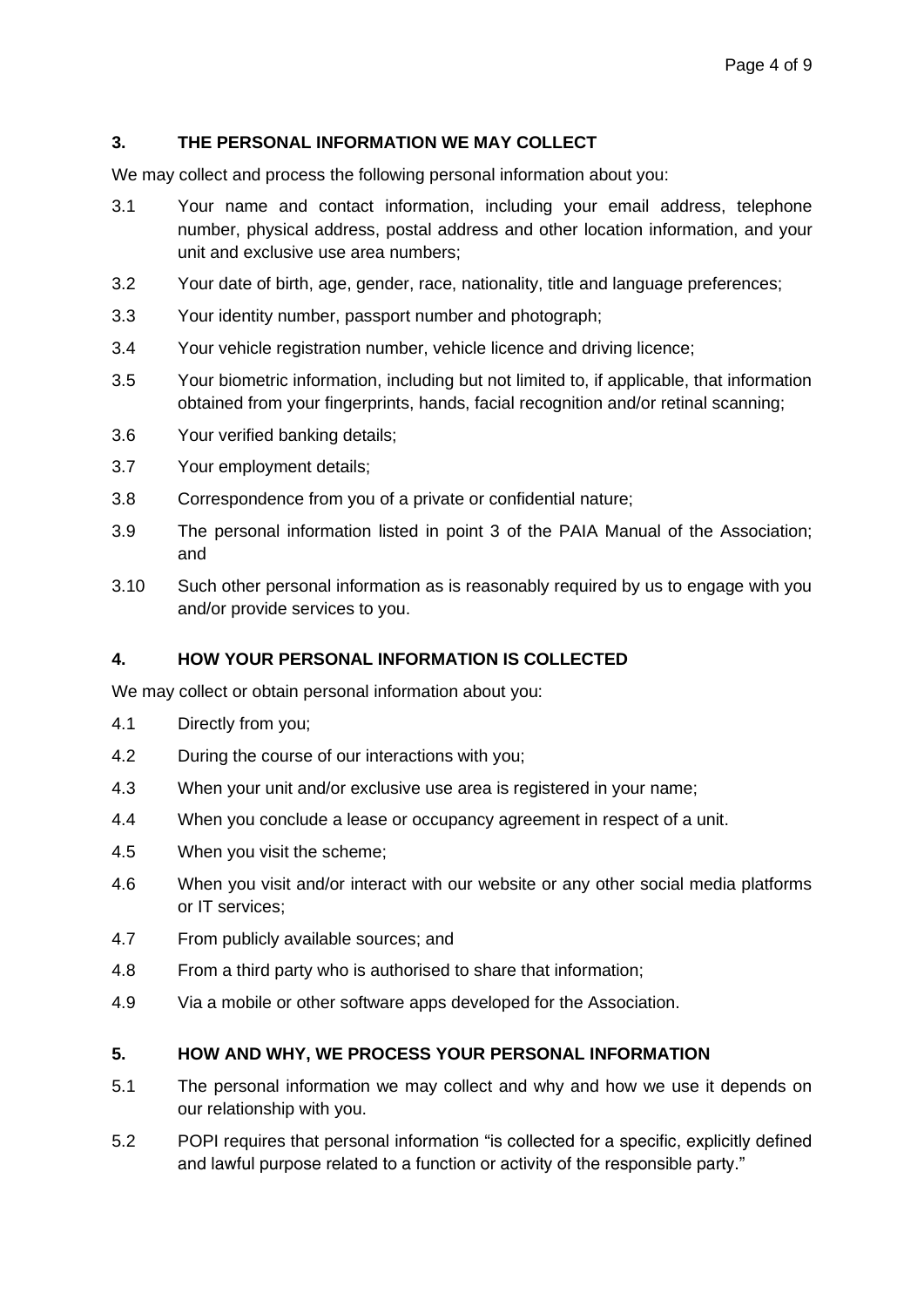## 3. THE PERSONAL INFORMATION WE MAY COLLECT

We may collect and process the following personal information about you:

3.1 Your name and contact information, including your email address, telephone number, physical address, postal address and other location information, and your unit and exclusive use area numbers;

3.2 Your date of birth, age, gender, race, nationality, title and language preferences;

3.3 Your identity number, passport number and photograph;

3.4 Your vehicle registration number, vehicle licence and driving licence;

3.5 Your biometric information, including but not limited to, if applicable, that information obtained from your fingerprints, hands, facial recognition and/or retinal scanning;

3.6 Your verified banking details;

3.7 Your employment details;

3.8 Correspondence from you of a private or confidential nature;

3.9 The personal information listed in point 3 of the PAIA Manual of the Association; and

3.10 Such other personal information as is reasonably required by us to engage with you and/or provide services to you.

## 4. HOW YOUR PERSONAL INFORMATION IS COLLECTED

We may collect or obtain personal information about you:

4.1 Directly from you;

4.2 During the course of our interactions with you;

4.3 When your unit and/or exclusive use area is registered in your name;

4.4 When you conclude a lease or occupancy agreement in respect of a unit.

4.5 When you visit the scheme;

4.6 When you visit and/or interact with our website or any other social media platforms or IT services;

4.7 From publicly available sources; and

4.8 From a third party who is authorised to share that information;

4.9 Via a mobile or other software apps developed for the Association.

## 5. HOW AND WHY, WE PROCESS YOUR PERSONAL INFORMATION

5.1 The personal information we may collect and why and how we use it depends on our relationship with you.

5.2 POPI requires that personal information "is collected for a specific, explicitly defined and lawful purpose related to a function or activity of the responsible party."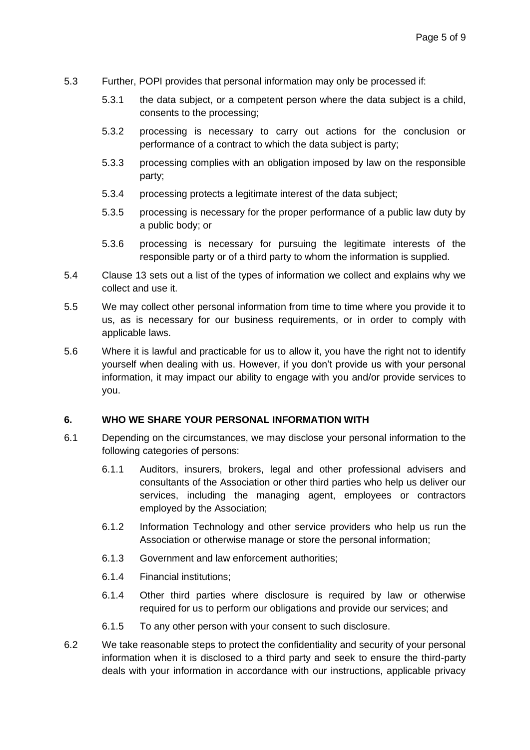5.3 Further, POPI provides that personal information may only be processed if:

5.3.1 the data subject, or a competent person where the data subject is a child, consents to the processing;

5.3.2 processing is necessary to carry out actions for the conclusion or performance of a contract to which the data subject is party;

5.3.3 processing complies with an obligation imposed by law on the responsible party;

5.3.4 processing protects a legitimate interest of the data subject;

5.3.5 processing is necessary for the proper performance of a public law duty by a public body; or

5.3.6 processing is necessary for pursuing the legitimate interests of the responsible party or of a third party to whom the information is supplied.

5.4 Clause 13 sets out a list of the types of information we collect and explains why we collect and use it.

5.5 We may collect other personal information from time to time where you provide it to us, as is necessary for our business requirements, or in order to comply with applicable laws.

5.6 Where it is lawful and practicable for us to allow it, you have the right not to identify yourself when dealing with us. However, if you don't provide us with your personal information, it may impact our ability to engage with you and/or provide services to you.

**6. WHO WE SHARE YOUR PERSONAL INFORMATION WITH**

6.1 Depending on the circumstances, we may disclose your personal information to the following categories of persons:

6.1.1 Auditors, insurers, brokers, legal and other professional advisers and consultants of the Association or other third parties who help us deliver our services, including the managing agent, employees or contractors employed by the Association;

6.1.2 Information Technology and other service providers who help us run the Association or otherwise manage or store the personal information;

6.1.3 Government and law enforcement authorities;

6.1.4 Financial institutions;

6.1.4 Other third parties where disclosure is required by law or otherwise required for us to perform our obligations and provide our services; and

6.1.5 To any other person with your consent to such disclosure.

6.2 We take reasonable steps to protect the confidentiality and security of your personal information when it is disclosed to a third party and seek to ensure the third-party deals with your information in accordance with our instructions, applicable privacy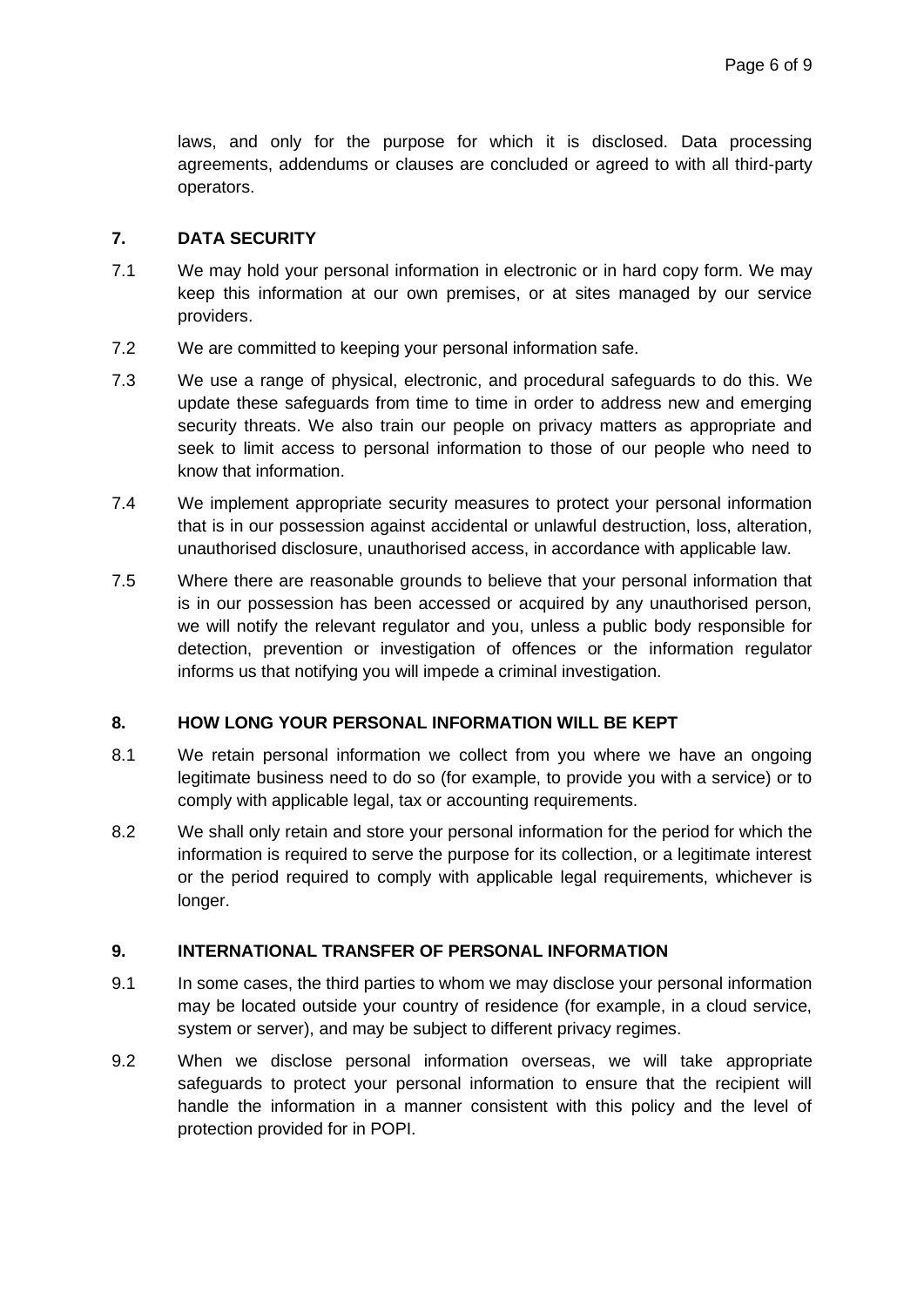laws, and only for the purpose for which it is disclosed. Data processing agreements, addendums or clauses are concluded or agreed to with all third-party operators.

## 7. DATA SECURITY

7.1 We may hold your personal information in electronic or in hard copy form. We may keep this information at our own premises, or at sites managed by our service providers.

7.2 We are committed to keeping your personal information safe.

7.3 We use a range of physical, electronic, and procedural safeguards to do this. We update these safeguards from time to time in order to address new and emerging security threats. We also train our people on privacy matters as appropriate and seek to limit access to personal information to those of our people who need to know that information.

7.4 We implement appropriate security measures to protect your personal information that is in our possession against accidental or unlawful destruction, loss, alteration, unauthorised disclosure, unauthorised access, in accordance with applicable law.

7.5 Where there are reasonable grounds to believe that your personal information that is in our possession has been accessed or acquired by any unauthorised person, we will notify the relevant regulator and you, unless a public body responsible for detection, prevention or investigation of offences or the information regulator informs us that notifying you will impede a criminal investigation.

## 8. HOW LONG YOUR PERSONAL INFORMATION WILL BE KEPT

8.1 We retain personal information we collect from you where we have an ongoing legitimate business need to do so (for example, to provide you with a service) or to comply with applicable legal, tax or accounting requirements.

8.2 We shall only retain and store your personal information for the period for which the information is required to serve the purpose for its collection, or a legitimate interest or the period required to comply with applicable legal requirements, whichever is longer.

## 9. INTERNATIONAL TRANSFER OF PERSONAL INFORMATION

9.1 In some cases, the third parties to whom we may disclose your personal information may be located outside your country of residence (for example, in a cloud service, system or server), and may be subject to different privacy regimes.

9.2 When we disclose personal information overseas, we will take appropriate safeguards to protect your personal information to ensure that the recipient will handle the information in a manner consistent with this policy and the level of protection provided for in POPI.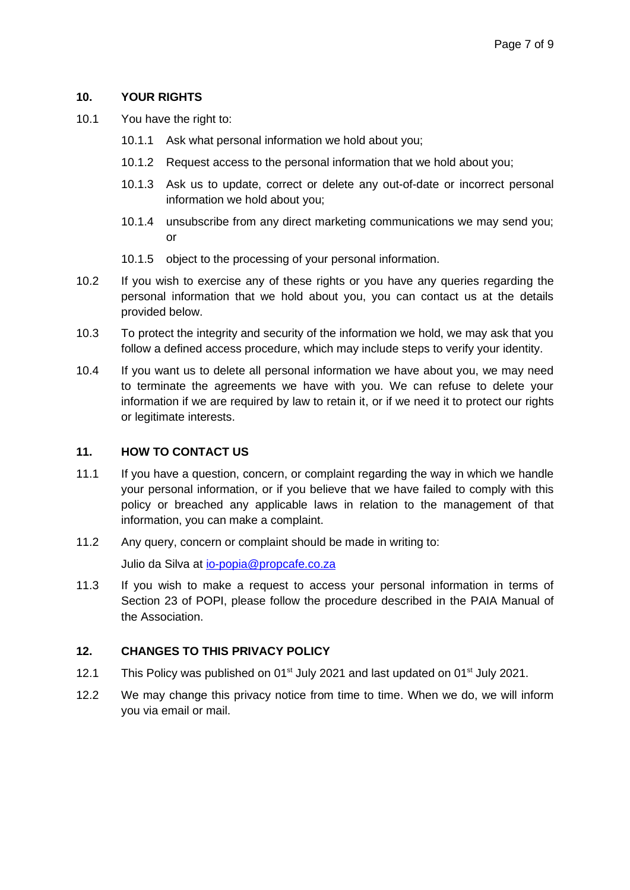## 10. YOUR RIGHTS

10.1 You have the right to:

- 10.1.1 Ask what personal information we hold about you;
- 10.1.2 Request access to the personal information that we hold about you;
- 10.1.3 Ask us to update, correct or delete any out-of-date or incorrect personal information we hold about you;
- 10.1.4 unsubscribe from any direct marketing communications we may send you; or
- 10.1.5 object to the processing of your personal information.

10.2 If you wish to exercise any of these rights or you have any queries regarding the personal information that we hold about you, you can contact us at the details provided below.

10.3 To protect the integrity and security of the information we hold, we may ask that you follow a defined access procedure, which may include steps to verify your identity.

10.4 If you want us to delete all personal information we have about you, we may need to terminate the agreements we have with you. We can refuse to delete your information if we are required by law to retain it, or if we need it to protect our rights or legitimate interests.

## 11. HOW TO CONTACT US

11.1 If you have a question, concern, or complaint regarding the way in which we handle your personal information, or if you believe that we have failed to comply with this policy or breached any applicable laws in relation to the management of that information, you can make a complaint.

11.2 Any query, concern or complaint should be made in writing to:

Julio da Silva at io-popia@propcafe.co.za

11.3 If you wish to make a request to access your personal information in terms of Section 23 of POPI, please follow the procedure described in the PAIA Manual of the Association.

## 12. CHANGES TO THIS PRIVACY POLICY

12.1 This Policy was published on 01st July 2021 and last updated on 01st July 2021.

12.2 We may change this privacy notice from time to time. When we do, we will inform you via email or mail.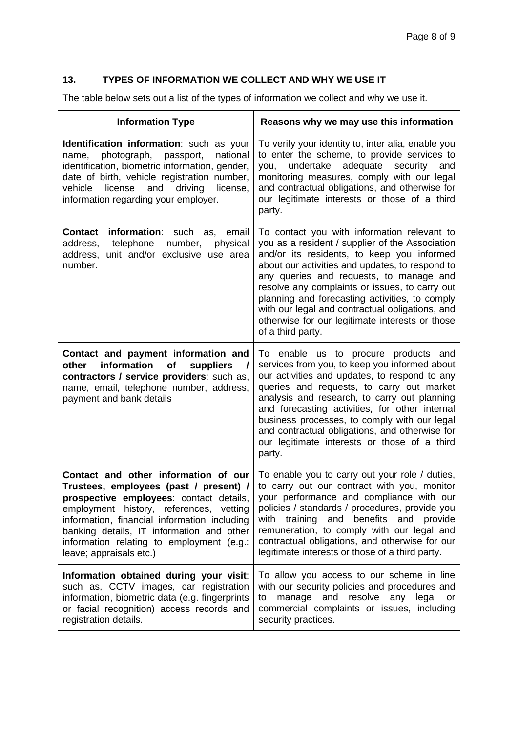## 13. TYPES OF INFORMATION WE COLLECT AND WHY WE USE IT

The table below sets out a list of the types of information we collect and why we use it.

| Information Type | Reasons why we may use this information |
|---|---|
| **Identification information**: such as your name, photograph, passport, national identification, biometric information, gender, date of birth, vehicle registration number, vehicle license and driving license, information regarding your employer. | To verify your identity to, inter alia, enable you to enter the scheme, to provide services to you, undertake adequate security and monitoring measures, comply with our legal and contractual obligations, and otherwise for our legitimate interests or those of a third party. |
| **Contact information**: such as, email address, telephone number, physical address, unit and/or exclusive use area number. | To contact you with information relevant to you as a resident / supplier of the Association and/or its residents, to keep you informed about our activities and updates, to respond to any queries and requests, to manage and resolve any complaints or issues, to carry out planning and forecasting activities, to comply with our legal and contractual obligations, and otherwise for our legitimate interests or those of a third party. |
| **Contact and payment information and other information of suppliers / contractors / service providers**: such as, name, email, telephone number, address, payment and bank details | To enable us to procure products and services from you, to keep you informed about our activities and updates, to respond to any queries and requests, to carry out market analysis and research, to carry out planning and forecasting activities, for other internal business processes, to comply with our legal and contractual obligations, and otherwise for our legitimate interests or those of a third party. |
| **Contact and other information of our Trustees, employees (past / present) / prospective employees**: contact details, employment history, references, vetting information, financial information including banking details, IT information and other information relating to employment (e.g.: leave; appraisals etc.) | To enable you to carry out your role / duties, to carry out our contract with you, monitor your performance and compliance with our policies / standards / procedures, provide you with training and benefits and provide remuneration, to comply with our legal and contractual obligations, and otherwise for our legitimate interests or those of a third party. |
| **Information obtained during your visit**: such as, CCTV images, car registration information, biometric data (e.g. fingerprints or facial recognition) access records and registration details. | To allow you access to our scheme in line with our security policies and procedures and to manage and resolve any legal or commercial complaints or issues, including security practices. |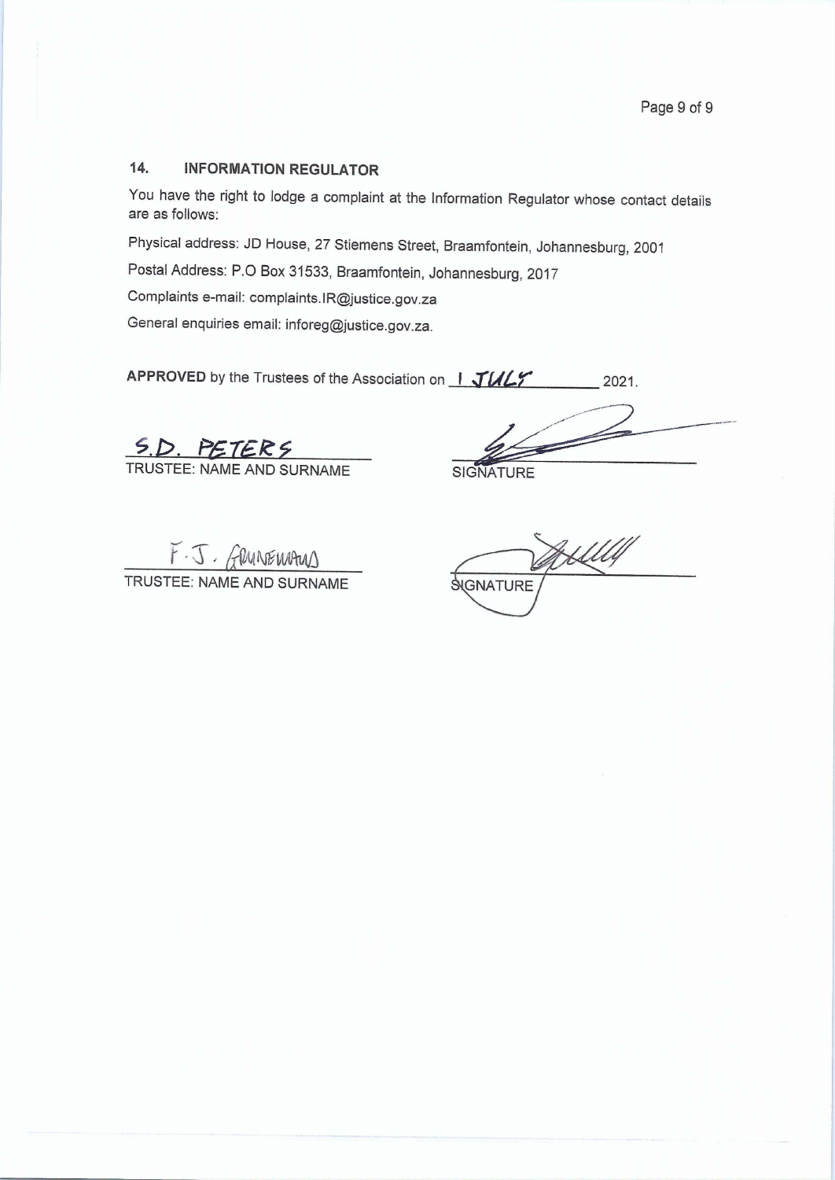## 14. INFORMATION REGULATOR

You have the right to lodge a complaint at the Information Regulator whose contact details are as follows:

Physical address: JD House, 27 Stiemens Street, Braamfontein, Johannesburg, 2001

Postal Address: P.O Box 31533, Braamfontein, Johannesburg, 2017

Complaints e-mail: complaints.IR@justice.gov.za

General enquiries email: inforeg@justice.gov.za.

**APPROVED** by the Trustees of the Association on 1 JULY 2021.

S.D. PETERS
TRUSTEE: NAME AND SURNAME

SIGNATURE

F.J. GRUNEWALD
TRUSTEE: NAME AND SURNAME

SIGNATURE